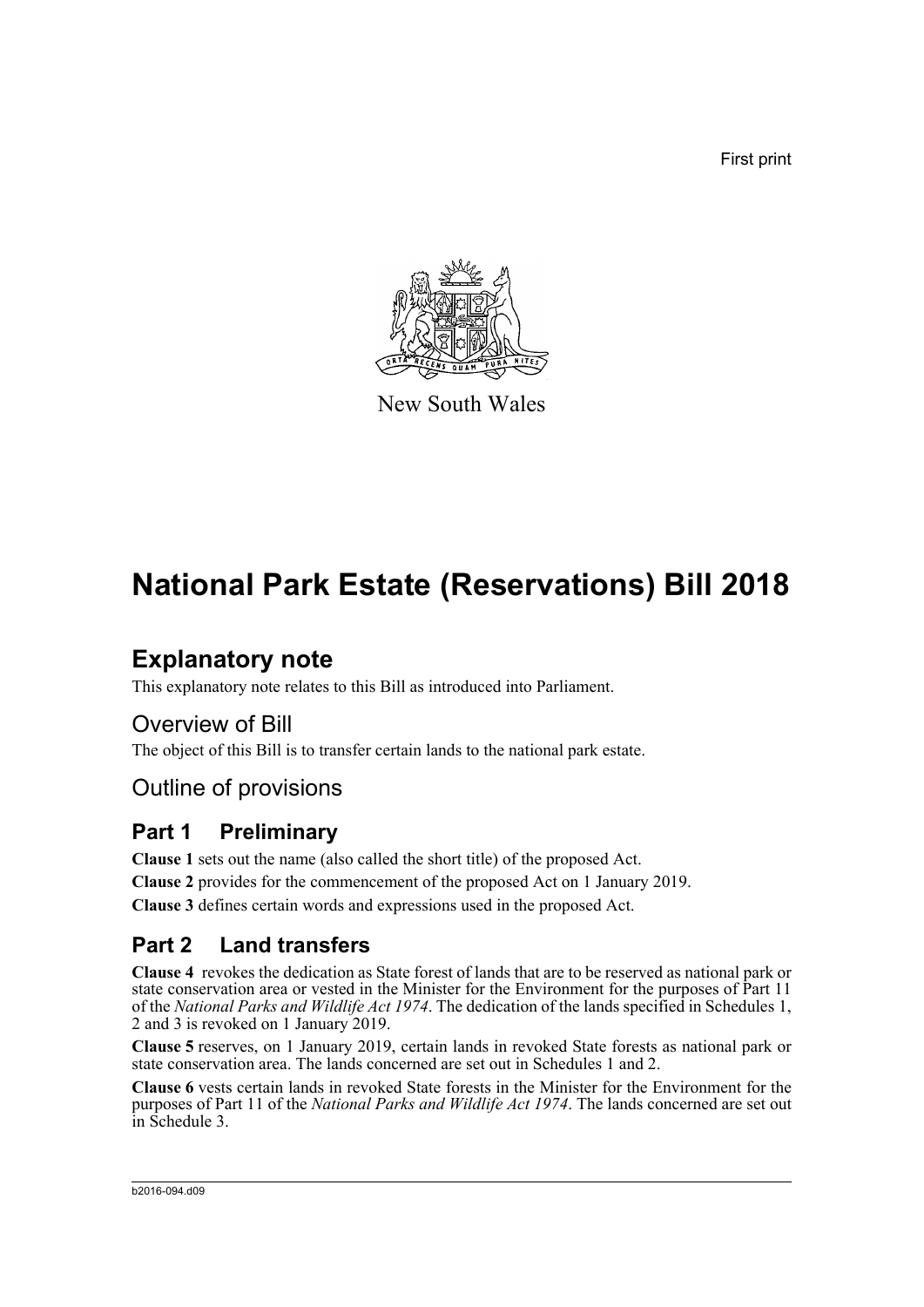First print

New South Wales

# National Park Estate (Reservations) Bill 2018

## Explanatory note

This explanatory note relates to this Bill as introduced into Parliament.

### Overview of Bill

The object of this Bill is to transfer certain lands to the national park estate.

### Outline of provisions

## Part 1 Preliminary

**Clause 1** sets out the name (also called the short title) of the proposed Act.

**Clause 2** provides for the commencement of the proposed Act on 1 January 2019.

**Clause 3** defines certain words and expressions used in the proposed Act.

## Part 2 Land transfers

**Clause 4** revokes the dedication as State forest of lands that are to be reserved as national park or state conservation area or vested in the Minister for the Environment for the purposes of Part 11 of the *National Parks and Wildlife Act 1974*. The dedication of the lands specified in Schedules 1, 2 and 3 is revoked on 1 January 2019.

**Clause 5** reserves, on 1 January 2019, certain lands in revoked State forests as national park or state conservation area. The lands concerned are set out in Schedules 1 and 2.

**Clause 6** vests certain lands in revoked State forests in the Minister for the Environment for the purposes of Part 11 of the *National Parks and Wildlife Act 1974*. The lands concerned are set out in Schedule 3.

b2016-094.d09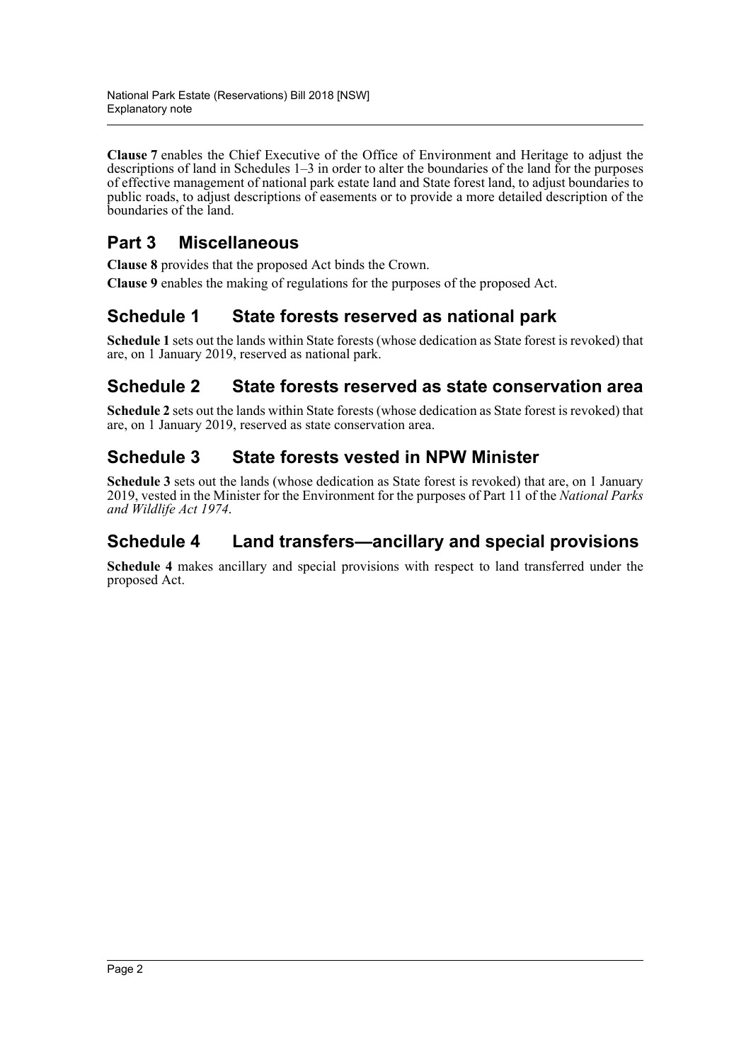**Clause 7** enables the Chief Executive of the Office of Environment and Heritage to adjust the descriptions of land in Schedules 1–3 in order to alter the boundaries of the land for the purposes of effective management of national park estate land and State forest land, to adjust boundaries to public roads, to adjust descriptions of easements or to provide a more detailed description of the boundaries of the land.

## Part 3 Miscellaneous

**Clause 8** provides that the proposed Act binds the Crown.

**Clause 9** enables the making of regulations for the purposes of the proposed Act.

## Schedule 1 State forests reserved as national park

**Schedule 1** sets out the lands within State forests (whose dedication as State forest is revoked) that are, on 1 January 2019, reserved as national park.

## Schedule 2 State forests reserved as state conservation area

**Schedule 2** sets out the lands within State forests (whose dedication as State forest is revoked) that are, on 1 January 2019, reserved as state conservation area.

## Schedule 3 State forests vested in NPW Minister

**Schedule 3** sets out the lands (whose dedication as State forest is revoked) that are, on 1 January 2019, vested in the Minister for the Environment for the purposes of Part 11 of the *National Parks and Wildlife Act 1974*.

## Schedule 4 Land transfers—ancillary and special provisions

**Schedule 4** makes ancillary and special provisions with respect to land transferred under the proposed Act.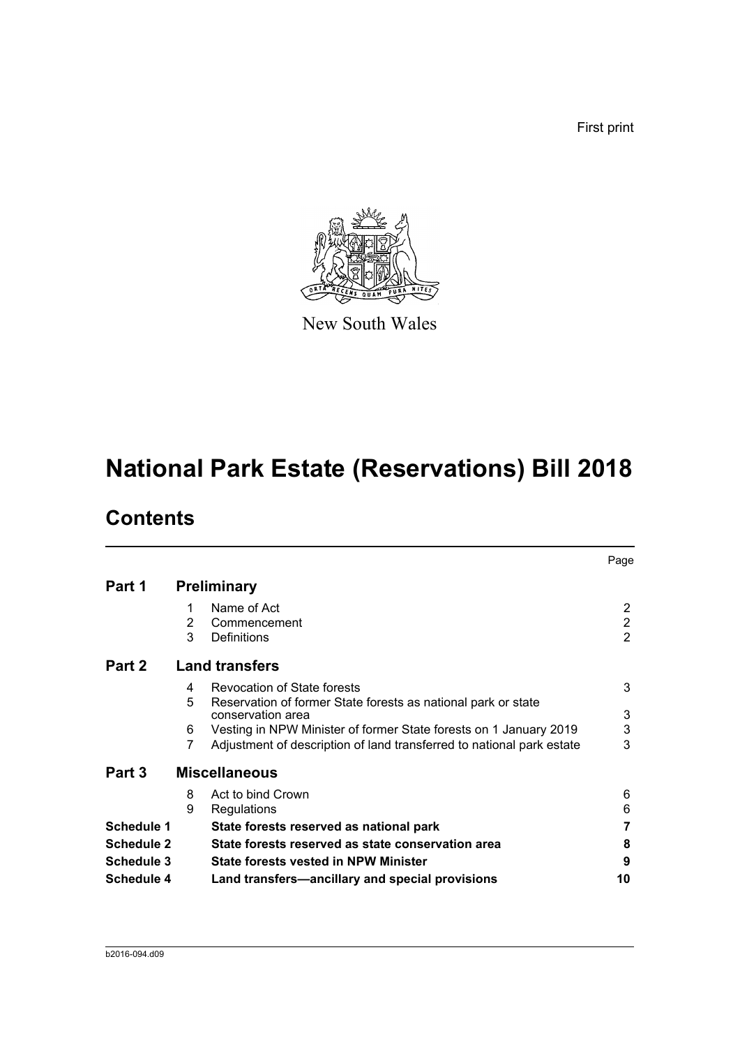First print

New South Wales

# National Park Estate (Reservations) Bill 2018

## Contents

| | | | Page |
|---|---|---|---|
| **Part 1** | **Preliminary** | | |
| | 1 | Name of Act | 2 |
| | 2 | Commencement | 2 |
| | 3 | Definitions | 2 |
| **Part 2** | **Land transfers** | | |
| | 4 | Revocation of State forests | 3 |
| | 5 | Reservation of former State forests as national park or state conservation area | 3 |
| | 6 | Vesting in NPW Minister of former State forests on 1 January 2019 | 3 |
| | 7 | Adjustment of description of land transferred to national park estate | 3 |
| **Part 3** | **Miscellaneous** | | |
| | 8 | Act to bind Crown | 6 |
| | 9 | Regulations | 6 |
| **Schedule 1** | | **State forests reserved as national park** | **7** |
| **Schedule 2** | | **State forests reserved as state conservation area** | **8** |
| **Schedule 3** | | **State forests vested in NPW Minister** | **9** |
| **Schedule 4** | | **Land transfers—ancillary and special provisions** | **10** |

b2016-094.d09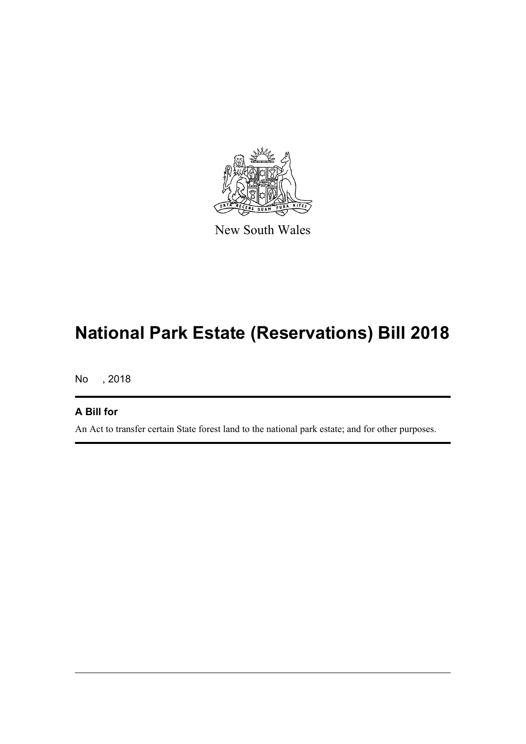New South Wales

# National Park Estate (Reservations) Bill 2018

No , 2018

## A Bill for

An Act to transfer certain State forest land to the national park estate; and for other purposes.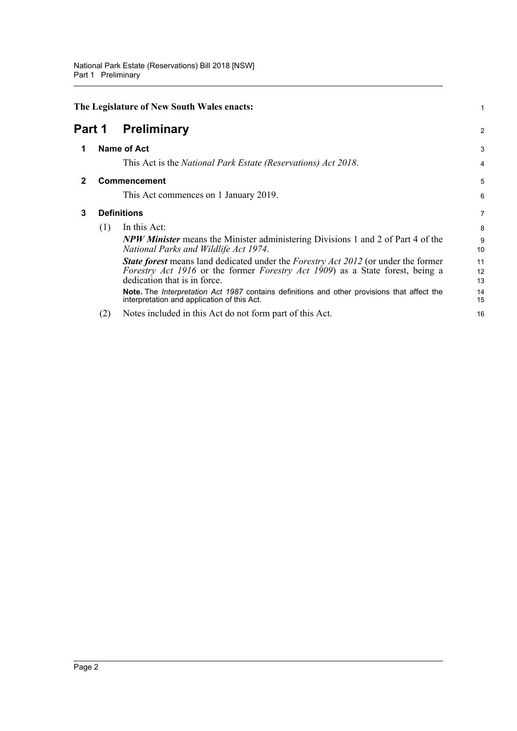**The Legislature of New South Wales enacts:**

# Part 1 Preliminary

## 1 Name of Act

This Act is the *National Park Estate (Reservations) Act 2018*.

## 2 Commencement

This Act commences on 1 January 2019.

## 3 Definitions

(1) In this Act:

***NPW Minister*** means the Minister administering Divisions 1 and 2 of Part 4 of the *National Parks and Wildlife Act 1974*.

***State forest*** means land dedicated under the *Forestry Act 2012* (or under the former *Forestry Act 1916* or the former *Forestry Act 1909*) as a State forest, being a dedication that is in force.

**Note.** The *Interpretation Act 1987* contains definitions and other provisions that affect the interpretation and application of this Act.

(2) Notes included in this Act do not form part of this Act.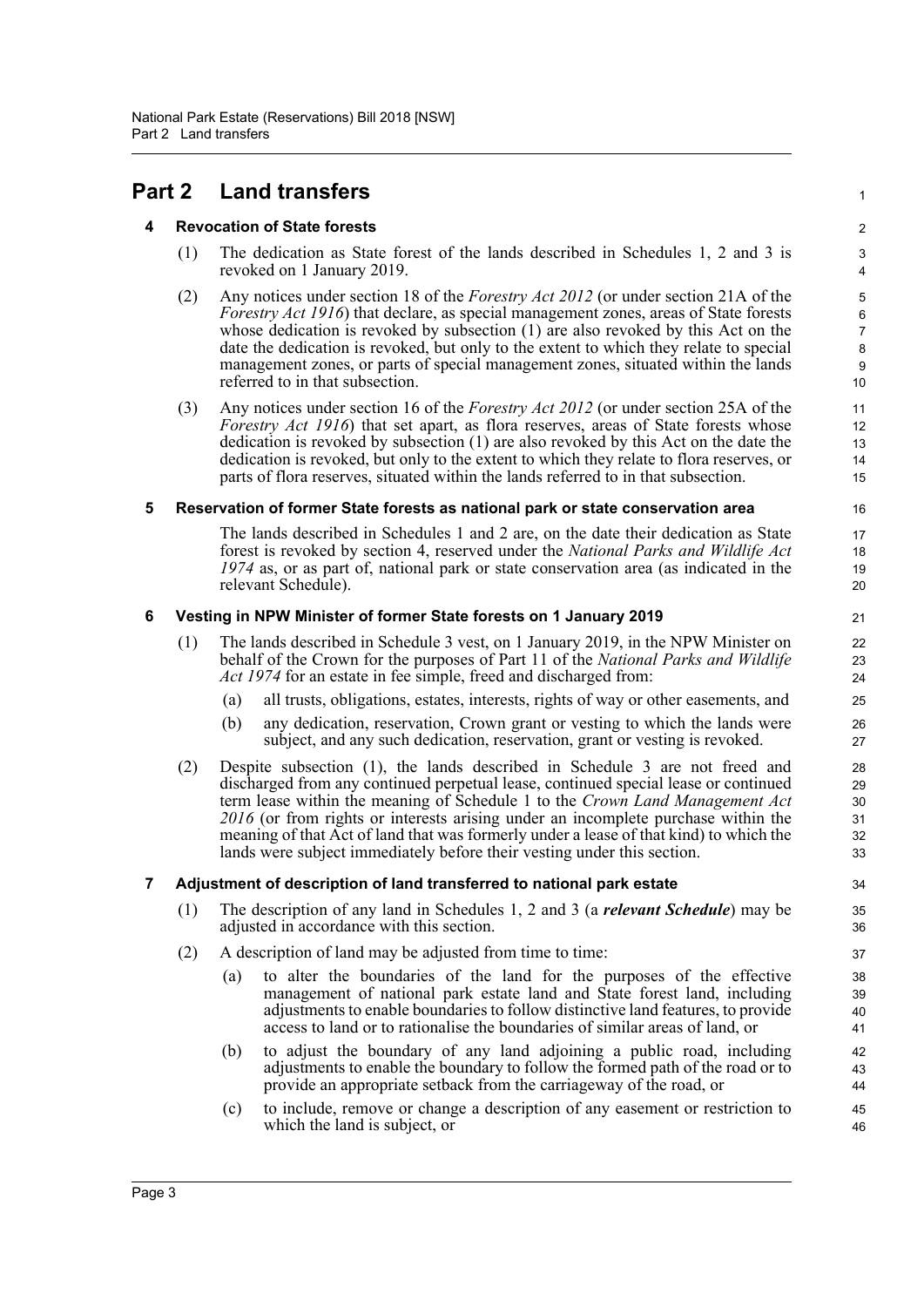## Part 2 Land transfers

### 4 Revocation of State forests

(1) The dedication as State forest of the lands described in Schedules 1, 2 and 3 is revoked on 1 January 2019.

(2) Any notices under section 18 of the *Forestry Act 2012* (or under section 21A of the *Forestry Act 1916*) that declare, as special management zones, areas of State forests whose dedication is revoked by subsection (1) are also revoked by this Act on the date the dedication is revoked, but only to the extent to which they relate to special management zones, or parts of special management zones, situated within the lands referred to in that subsection.

(3) Any notices under section 16 of the *Forestry Act 2012* (or under section 25A of the *Forestry Act 1916*) that set apart, as flora reserves, areas of State forests whose dedication is revoked by subsection (1) are also revoked by this Act on the date the dedication is revoked, but only to the extent to which they relate to flora reserves, or parts of flora reserves, situated within the lands referred to in that subsection.

### 5 Reservation of former State forests as national park or state conservation area

The lands described in Schedules 1 and 2 are, on the date their dedication as State forest is revoked by section 4, reserved under the *National Parks and Wildlife Act 1974* as, or as part of, national park or state conservation area (as indicated in the relevant Schedule).

### 6 Vesting in NPW Minister of former State forests on 1 January 2019

(1) The lands described in Schedule 3 vest, on 1 January 2019, in the NPW Minister on behalf of the Crown for the purposes of Part 11 of the *National Parks and Wildlife Act 1974* for an estate in fee simple, freed and discharged from:

(a) all trusts, obligations, estates, interests, rights of way or other easements, and

(b) any dedication, reservation, Crown grant or vesting to which the lands were subject, and any such dedication, reservation, grant or vesting is revoked.

(2) Despite subsection (1), the lands described in Schedule 3 are not freed and discharged from any continued perpetual lease, continued special lease or continued term lease within the meaning of Schedule 1 to the *Crown Land Management Act 2016* (or from rights or interests arising under an incomplete purchase within the meaning of that Act of land that was formerly under a lease of that kind) to which the lands were subject immediately before their vesting under this section.

### 7 Adjustment of description of land transferred to national park estate

(1) The description of any land in Schedules 1, 2 and 3 (a ***relevant Schedule***) may be adjusted in accordance with this section.

(2) A description of land may be adjusted from time to time:

(a) to alter the boundaries of the land for the purposes of the effective management of national park estate land and State forest land, including adjustments to enable boundaries to follow distinctive land features, to provide access to land or to rationalise the boundaries of similar areas of land, or

(b) to adjust the boundary of any land adjoining a public road, including adjustments to enable the boundary to follow the formed path of the road or to provide an appropriate setback from the carriageway of the road, or

(c) to include, remove or change a description of any easement or restriction to which the land is subject, or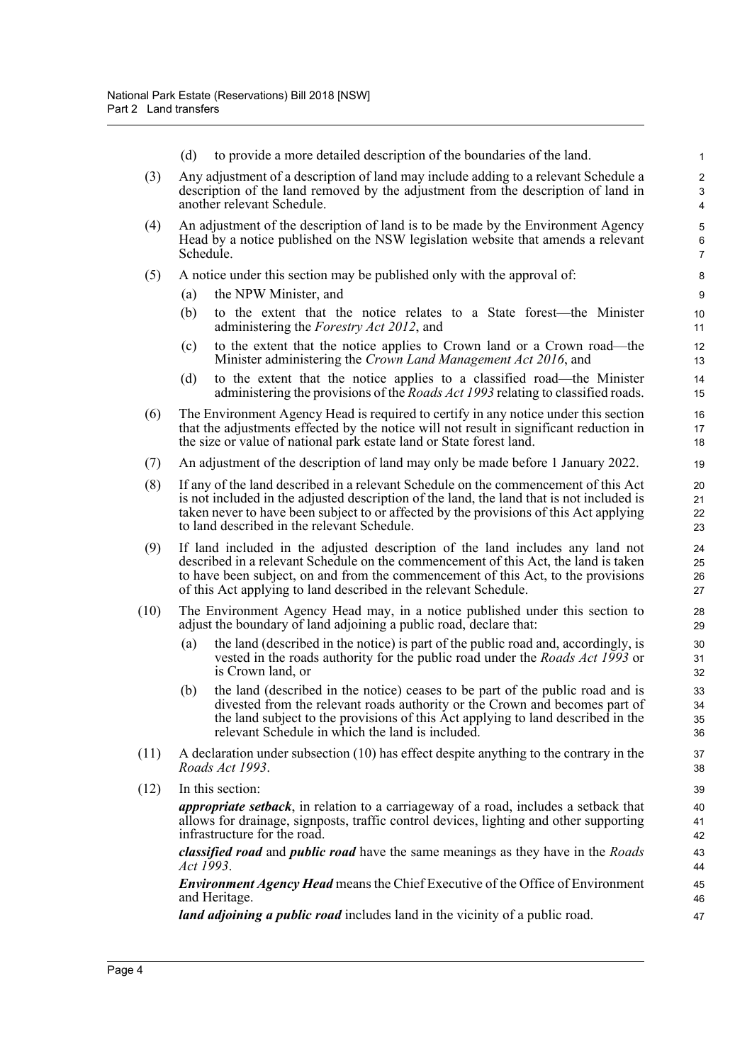(d) to provide a more detailed description of the boundaries of the land.

(3) Any adjustment of a description of land may include adding to a relevant Schedule a description of the land removed by the adjustment from the description of land in another relevant Schedule.

(4) An adjustment of the description of land is to be made by the Environment Agency Head by a notice published on the NSW legislation website that amends a relevant Schedule.

(5) A notice under this section may be published only with the approval of:

(a) the NPW Minister, and

(b) to the extent that the notice relates to a State forest—the Minister administering the *Forestry Act 2012*, and

(c) to the extent that the notice applies to Crown land or a Crown road—the Minister administering the *Crown Land Management Act 2016*, and

(d) to the extent that the notice applies to a classified road—the Minister administering the provisions of the *Roads Act 1993* relating to classified roads.

(6) The Environment Agency Head is required to certify in any notice under this section that the adjustments effected by the notice will not result in significant reduction in the size or value of national park estate land or State forest land.

(7) An adjustment of the description of land may only be made before 1 January 2022.

(8) If any of the land described in a relevant Schedule on the commencement of this Act is not included in the adjusted description of the land, the land that is not included is taken never to have been subject to or affected by the provisions of this Act applying to land described in the relevant Schedule.

(9) If land included in the adjusted description of the land includes any land not described in a relevant Schedule on the commencement of this Act, the land is taken to have been subject, on and from the commencement of this Act, to the provisions of this Act applying to land described in the relevant Schedule.

(10) The Environment Agency Head may, in a notice published under this section to adjust the boundary of land adjoining a public road, declare that:

(a) the land (described in the notice) is part of the public road and, accordingly, is vested in the roads authority for the public road under the *Roads Act 1993* or is Crown land, or

(b) the land (described in the notice) ceases to be part of the public road and is divested from the relevant roads authority or the Crown and becomes part of the land subject to the provisions of this Act applying to land described in the relevant Schedule in which the land is included.

(11) A declaration under subsection (10) has effect despite anything to the contrary in the *Roads Act 1993*.

(12) In this section:

***appropriate setback***, in relation to a carriageway of a road, includes a setback that allows for drainage, signposts, traffic control devices, lighting and other supporting infrastructure for the road.

***classified road*** and ***public road*** have the same meanings as they have in the *Roads Act 1993*.

***Environment Agency Head*** means the Chief Executive of the Office of Environment and Heritage.

***land adjoining a public road*** includes land in the vicinity of a public road.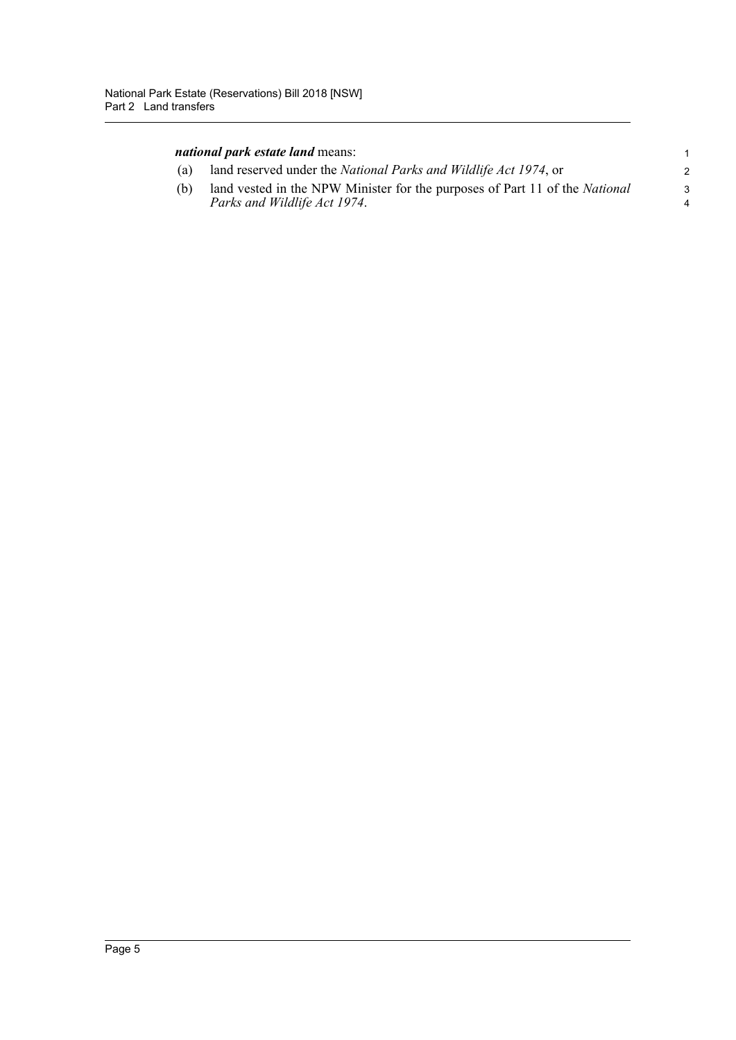***national park estate land*** means:

(a) land reserved under the *National Parks and Wildlife Act 1974*, or

(b) land vested in the NPW Minister for the purposes of Part 11 of the *National Parks and Wildlife Act 1974*.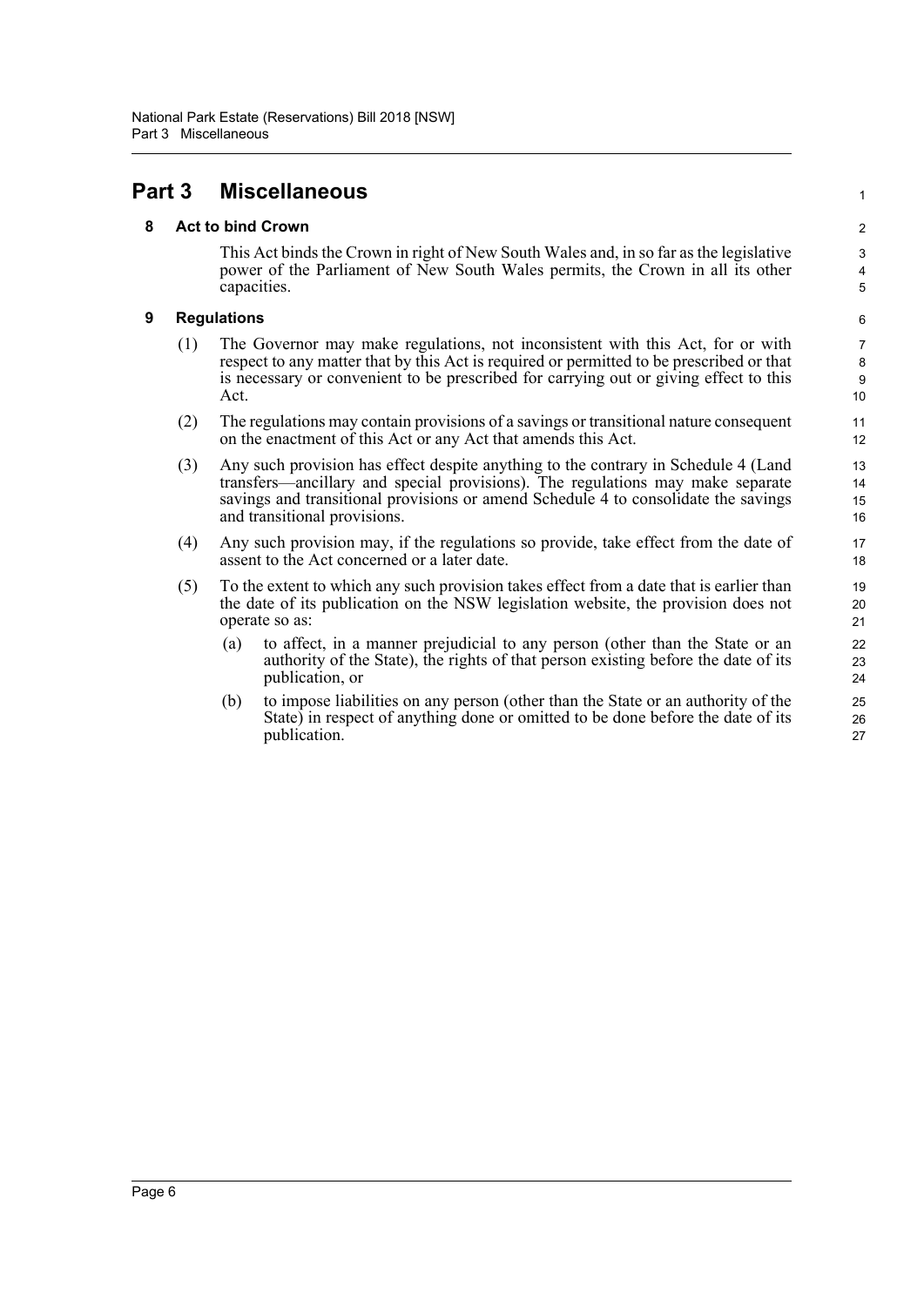# Part 3 Miscellaneous

## 8 Act to bind Crown

This Act binds the Crown in right of New South Wales and, in so far as the legislative power of the Parliament of New South Wales permits, the Crown in all its other capacities.

## 9 Regulations

(1) The Governor may make regulations, not inconsistent with this Act, for or with respect to any matter that by this Act is required or permitted to be prescribed or that is necessary or convenient to be prescribed for carrying out or giving effect to this Act.

(2) The regulations may contain provisions of a savings or transitional nature consequent on the enactment of this Act or any Act that amends this Act.

(3) Any such provision has effect despite anything to the contrary in Schedule 4 (Land transfers—ancillary and special provisions). The regulations may make separate savings and transitional provisions or amend Schedule 4 to consolidate the savings and transitional provisions.

(4) Any such provision may, if the regulations so provide, take effect from the date of assent to the Act concerned or a later date.

(5) To the extent to which any such provision takes effect from a date that is earlier than the date of its publication on the NSW legislation website, the provision does not operate so as:

- (a) to affect, in a manner prejudicial to any person (other than the State or an authority of the State), the rights of that person existing before the date of its publication, or
- (b) to impose liabilities on any person (other than the State or an authority of the State) in respect of anything done or omitted to be done before the date of its publication.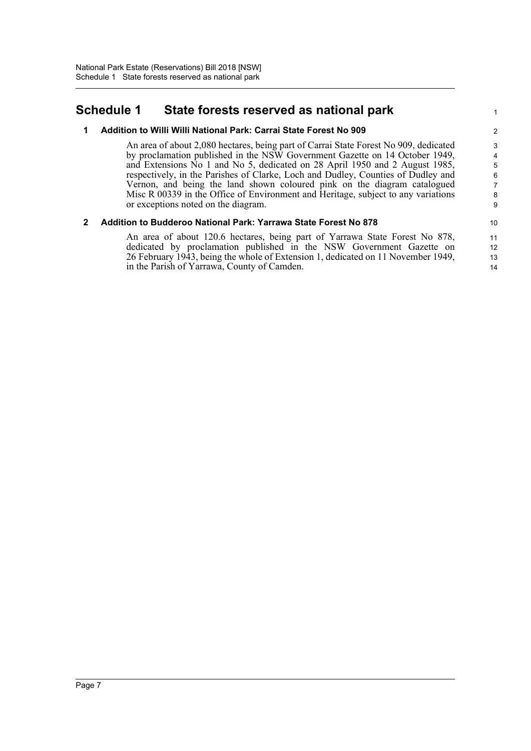# Schedule 1 State forests reserved as national park

## 1 Addition to Willi Willi National Park: Carrai State Forest No 909

An area of about 2,080 hectares, being part of Carrai State Forest No 909, dedicated by proclamation published in the NSW Government Gazette on 14 October 1949, and Extensions No 1 and No 5, dedicated on 28 April 1950 and 2 August 1985, respectively, in the Parishes of Clarke, Loch and Dudley, Counties of Dudley and Vernon, and being the land shown coloured pink on the diagram catalogued Misc R 00339 in the Office of Environment and Heritage, subject to any variations or exceptions noted on the diagram.

## 2 Addition to Budderoo National Park: Yarrawa State Forest No 878

An area of about 120.6 hectares, being part of Yarrawa State Forest No 878, dedicated by proclamation published in the NSW Government Gazette on 26 February 1943, being the whole of Extension 1, dedicated on 11 November 1949, in the Parish of Yarrawa, County of Camden.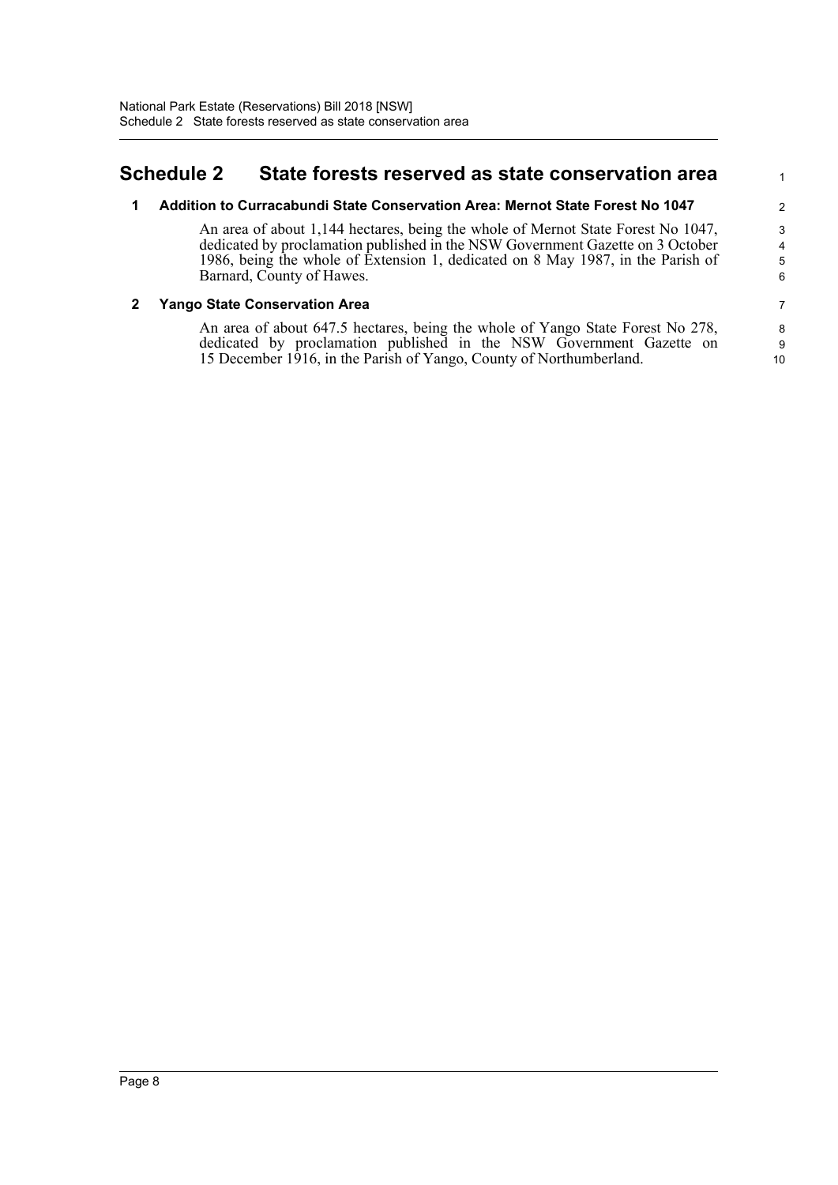# Schedule 2 State forests reserved as state conservation area

## 1 Addition to Curracabundi State Conservation Area: Mernot State Forest No 1047

An area of about 1,144 hectares, being the whole of Mernot State Forest No 1047, dedicated by proclamation published in the NSW Government Gazette on 3 October 1986, being the whole of Extension 1, dedicated on 8 May 1987, in the Parish of Barnard, County of Hawes.

## 2 Yango State Conservation Area

An area of about 647.5 hectares, being the whole of Yango State Forest No 278, dedicated by proclamation published in the NSW Government Gazette on 15 December 1916, in the Parish of Yango, County of Northumberland.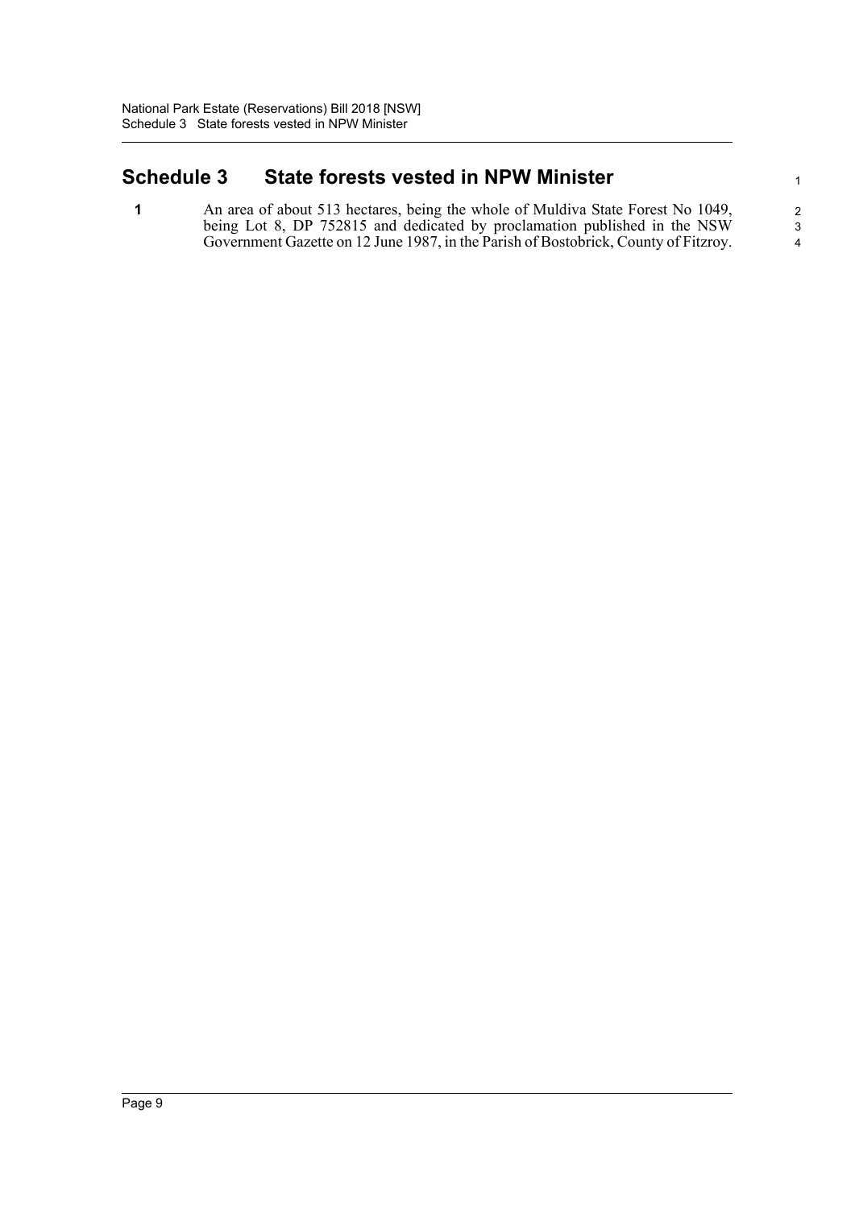# Schedule 3 State forests vested in NPW Minister

**1** An area of about 513 hectares, being the whole of Muldiva State Forest No 1049, being Lot 8, DP 752815 and dedicated by proclamation published in the NSW Government Gazette on 12 June 1987, in the Parish of Bostobrick, County of Fitzroy.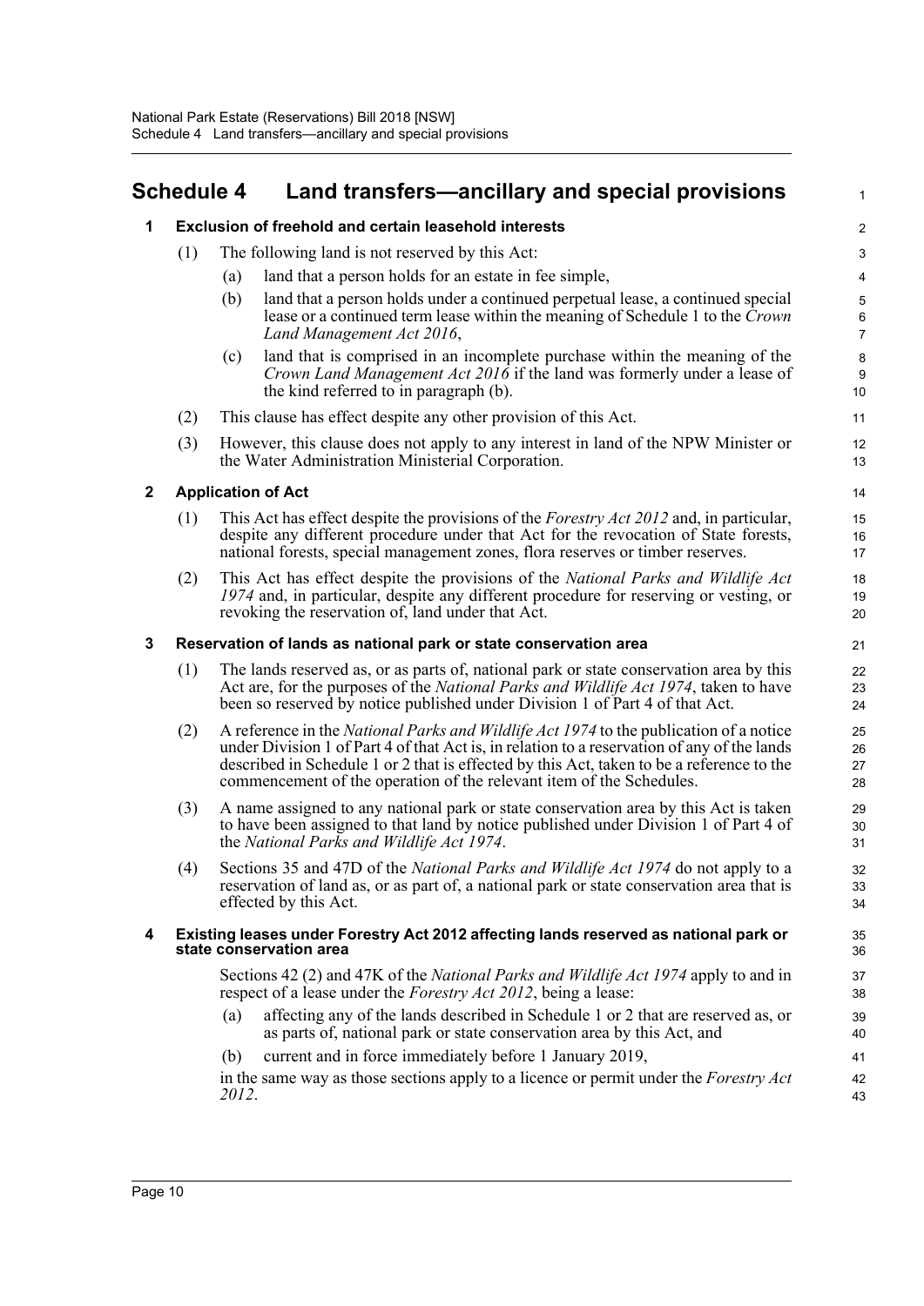# Schedule 4 Land transfers—ancillary and special provisions

## 1 Exclusion of freehold and certain leasehold interests

(1) The following land is not reserved by this Act:

(a) land that a person holds for an estate in fee simple,

(b) land that a person holds under a continued perpetual lease, a continued special lease or a continued term lease within the meaning of Schedule 1 to the *Crown Land Management Act 2016*,

(c) land that is comprised in an incomplete purchase within the meaning of the *Crown Land Management Act 2016* if the land was formerly under a lease of the kind referred to in paragraph (b).

(2) This clause has effect despite any other provision of this Act.

(3) However, this clause does not apply to any interest in land of the NPW Minister or the Water Administration Ministerial Corporation.

## 2 Application of Act

(1) This Act has effect despite the provisions of the *Forestry Act 2012* and, in particular, despite any different procedure under that Act for the revocation of State forests, national forests, special management zones, flora reserves or timber reserves.

(2) This Act has effect despite the provisions of the *National Parks and Wildlife Act 1974* and, in particular, despite any different procedure for reserving or vesting, or revoking the reservation of, land under that Act.

## 3 Reservation of lands as national park or state conservation area

(1) The lands reserved as, or as parts of, national park or state conservation area by this Act are, for the purposes of the *National Parks and Wildlife Act 1974*, taken to have been so reserved by notice published under Division 1 of Part 4 of that Act.

(2) A reference in the *National Parks and Wildlife Act 1974* to the publication of a notice under Division 1 of Part 4 of that Act is, in relation to a reservation of any of the lands described in Schedule 1 or 2 that is effected by this Act, taken to be a reference to the commencement of the operation of the relevant item of the Schedules.

(3) A name assigned to any national park or state conservation area by this Act is taken to have been assigned to that land by notice published under Division 1 of Part 4 of the *National Parks and Wildlife Act 1974*.

(4) Sections 35 and 47D of the *National Parks and Wildlife Act 1974* do not apply to a reservation of land as, or as part of, a national park or state conservation area that is effected by this Act.

## 4 Existing leases under Forestry Act 2012 affecting lands reserved as national park or state conservation area

Sections 42 (2) and 47K of the *National Parks and Wildlife Act 1974* apply to and in respect of a lease under the *Forestry Act 2012*, being a lease:

(a) affecting any of the lands described in Schedule 1 or 2 that are reserved as, or as parts of, national park or state conservation area by this Act, and

(b) current and in force immediately before 1 January 2019,

in the same way as those sections apply to a licence or permit under the *Forestry Act 2012*.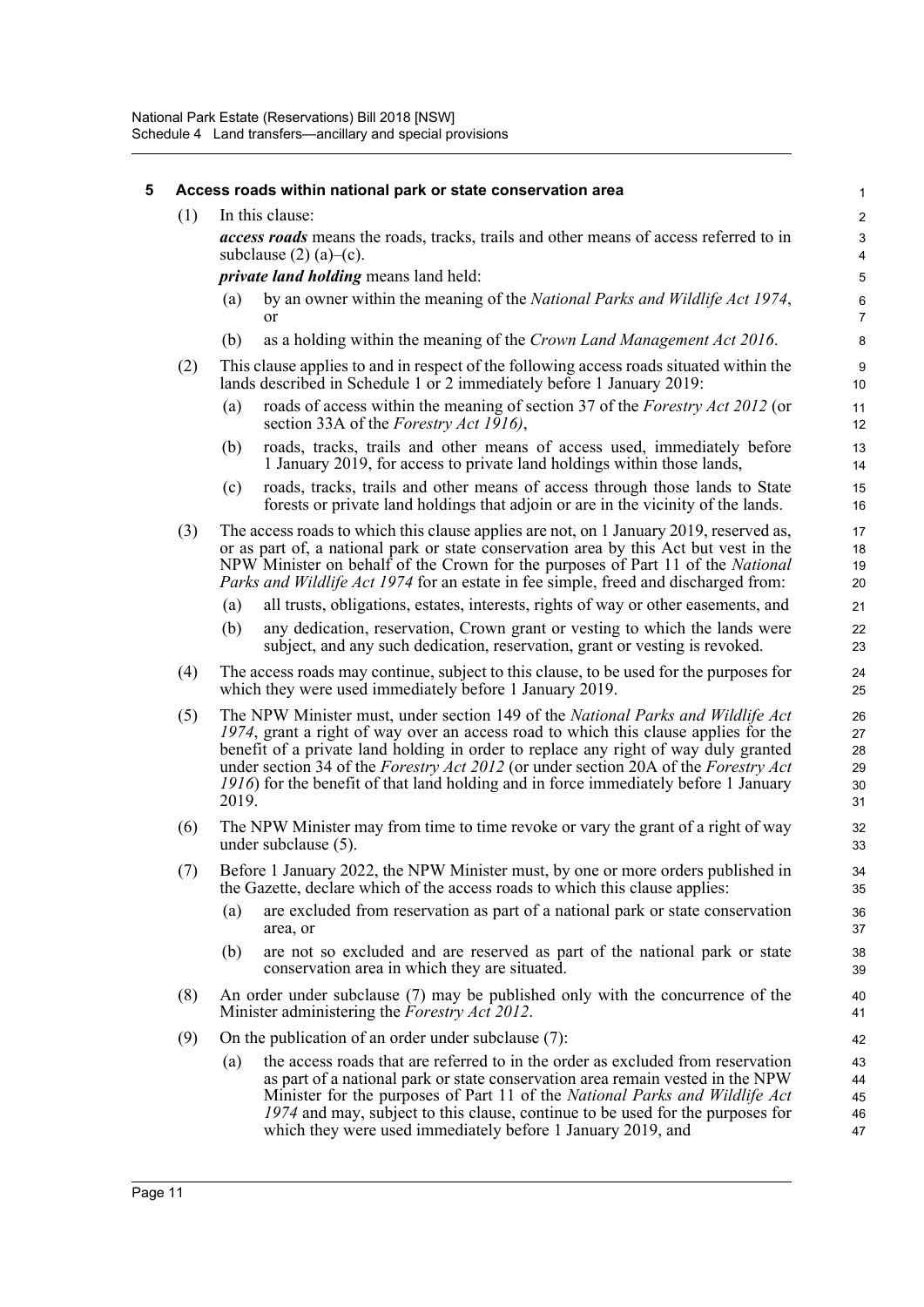## 5 Access roads within national park or state conservation area

(1) In this clause:

***access roads*** means the roads, tracks, trails and other means of access referred to in subclause (2) (a)–(c).

***private land holding*** means land held:

- (a) by an owner within the meaning of the *National Parks and Wildlife Act 1974*, or
- (b) as a holding within the meaning of the *Crown Land Management Act 2016*.

(2) This clause applies to and in respect of the following access roads situated within the lands described in Schedule 1 or 2 immediately before 1 January 2019:

- (a) roads of access within the meaning of section 37 of the *Forestry Act 2012* (or section 33A of the *Forestry Act 1916)*,
- (b) roads, tracks, trails and other means of access used, immediately before 1 January 2019, for access to private land holdings within those lands,
- (c) roads, tracks, trails and other means of access through those lands to State forests or private land holdings that adjoin or are in the vicinity of the lands.

(3) The access roads to which this clause applies are not, on 1 January 2019, reserved as, or as part of, a national park or state conservation area by this Act but vest in the NPW Minister on behalf of the Crown for the purposes of Part 11 of the *National Parks and Wildlife Act 1974* for an estate in fee simple, freed and discharged from:

- (a) all trusts, obligations, estates, interests, rights of way or other easements, and
- (b) any dedication, reservation, Crown grant or vesting to which the lands were subject, and any such dedication, reservation, grant or vesting is revoked.

(4) The access roads may continue, subject to this clause, to be used for the purposes for which they were used immediately before 1 January 2019.

(5) The NPW Minister must, under section 149 of the *National Parks and Wildlife Act 1974*, grant a right of way over an access road to which this clause applies for the benefit of a private land holding in order to replace any right of way duly granted under section 34 of the *Forestry Act 2012* (or under section 20A of the *Forestry Act 1916*) for the benefit of that land holding and in force immediately before 1 January 2019.

(6) The NPW Minister may from time to time revoke or vary the grant of a right of way under subclause (5).

(7) Before 1 January 2022, the NPW Minister must, by one or more orders published in the Gazette, declare which of the access roads to which this clause applies:

- (a) are excluded from reservation as part of a national park or state conservation area, or
- (b) are not so excluded and are reserved as part of the national park or state conservation area in which they are situated.

(8) An order under subclause (7) may be published only with the concurrence of the Minister administering the *Forestry Act 2012*.

(9) On the publication of an order under subclause (7):

- (a) the access roads that are referred to in the order as excluded from reservation as part of a national park or state conservation area remain vested in the NPW Minister for the purposes of Part 11 of the *National Parks and Wildlife Act 1974* and may, subject to this clause, continue to be used for the purposes for which they were used immediately before 1 January 2019, and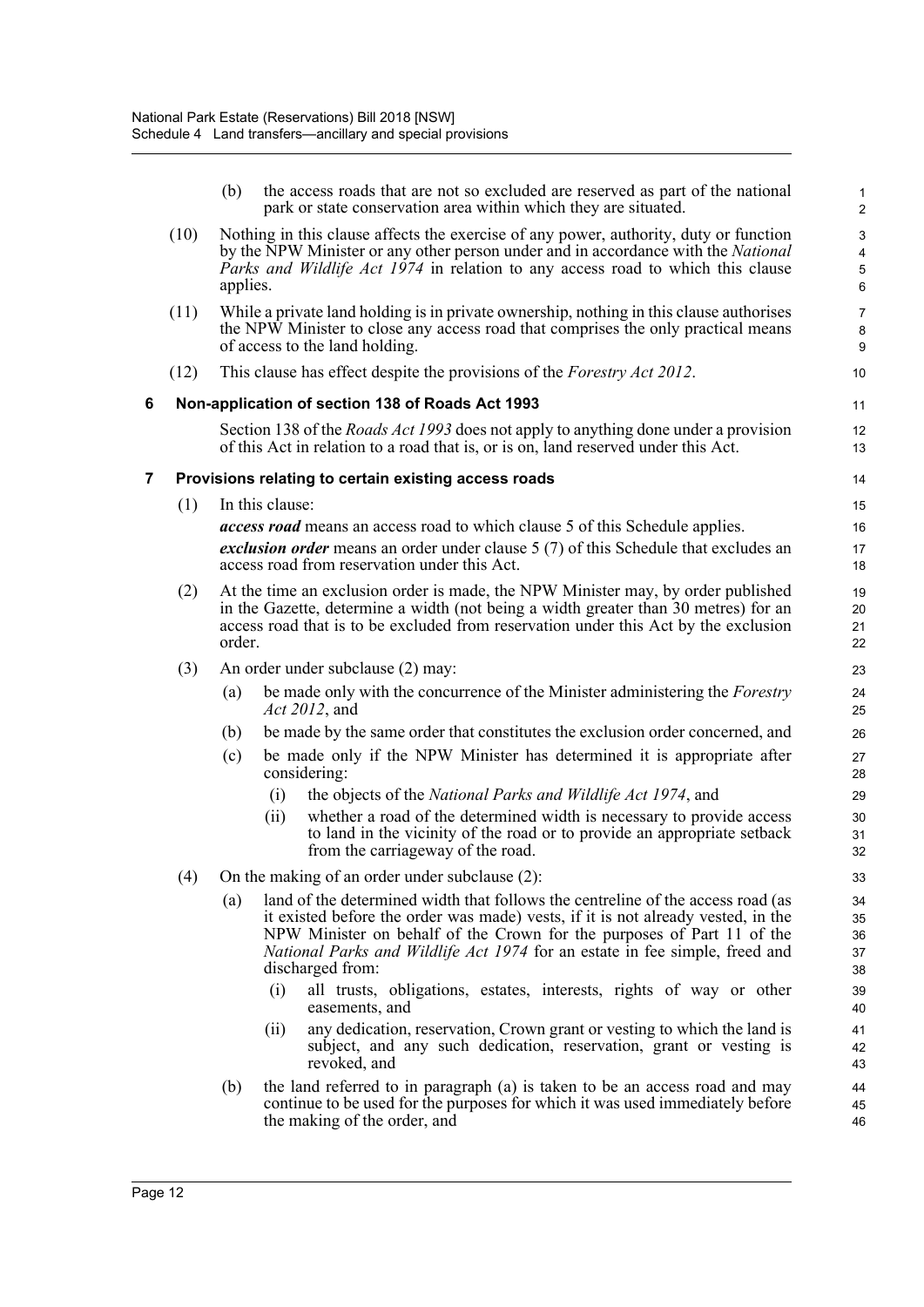(b) the access roads that are not so excluded are reserved as part of the national park or state conservation area within which they are situated.

(10) Nothing in this clause affects the exercise of any power, authority, duty or function by the NPW Minister or any other person under and in accordance with the *National Parks and Wildlife Act 1974* in relation to any access road to which this clause applies.

(11) While a private land holding is in private ownership, nothing in this clause authorises the NPW Minister to close any access road that comprises the only practical means of access to the land holding.

(12) This clause has effect despite the provisions of the *Forestry Act 2012*.

## 6 Non-application of section 138 of Roads Act 1993

Section 138 of the *Roads Act 1993* does not apply to anything done under a provision of this Act in relation to a road that is, or is on, land reserved under this Act.

## 7 Provisions relating to certain existing access roads

(1) In this clause:

***access road*** means an access road to which clause 5 of this Schedule applies.

***exclusion order*** means an order under clause 5 (7) of this Schedule that excludes an access road from reservation under this Act.

(2) At the time an exclusion order is made, the NPW Minister may, by order published in the Gazette, determine a width (not being a width greater than 30 metres) for an access road that is to be excluded from reservation under this Act by the exclusion order.

(3) An order under subclause (2) may:

- (a) be made only with the concurrence of the Minister administering the *Forestry Act 2012*, and
- (b) be made by the same order that constitutes the exclusion order concerned, and
- (c) be made only if the NPW Minister has determined it is appropriate after considering:
  - (i) the objects of the *National Parks and Wildlife Act 1974*, and
  - (ii) whether a road of the determined width is necessary to provide access to land in the vicinity of the road or to provide an appropriate setback from the carriageway of the road.

(4) On the making of an order under subclause (2):

- (a) land of the determined width that follows the centreline of the access road (as it existed before the order was made) vests, if it is not already vested, in the NPW Minister on behalf of the Crown for the purposes of Part 11 of the *National Parks and Wildlife Act 1974* for an estate in fee simple, freed and discharged from:
  - (i) all trusts, obligations, estates, interests, rights of way or other easements, and
  - (ii) any dedication, reservation, Crown grant or vesting to which the land is subject, and any such dedication, reservation, grant or vesting is revoked, and
- (b) the land referred to in paragraph (a) is taken to be an access road and may continue to be used for the purposes for which it was used immediately before the making of the order, and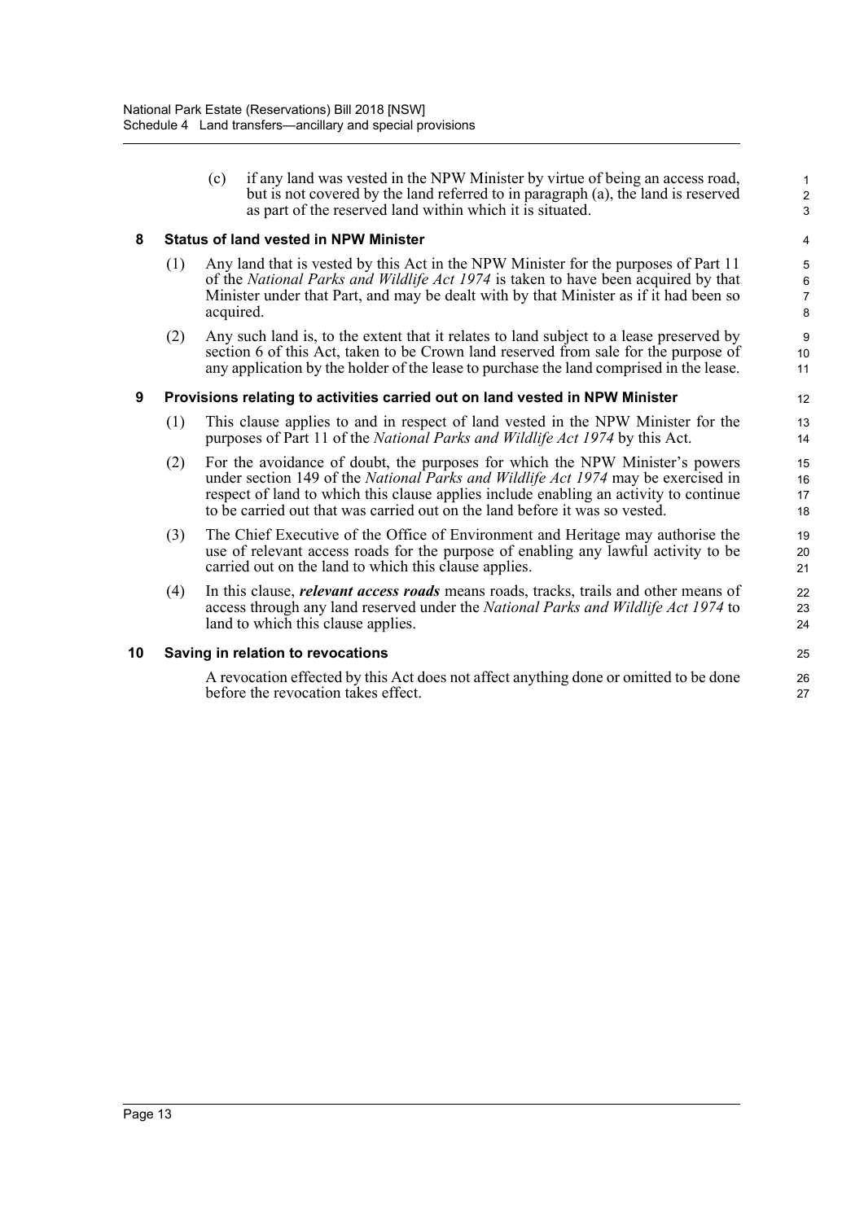(c) if any land was vested in the NPW Minister by virtue of being an access road, but is not covered by the land referred to in paragraph (a), the land is reserved as part of the reserved land within which it is situated.

### 8 Status of land vested in NPW Minister

(1) Any land that is vested by this Act in the NPW Minister for the purposes of Part 11 of the *National Parks and Wildlife Act 1974* is taken to have been acquired by that Minister under that Part, and may be dealt with by that Minister as if it had been so acquired.

(2) Any such land is, to the extent that it relates to land subject to a lease preserved by section 6 of this Act, taken to be Crown land reserved from sale for the purpose of any application by the holder of the lease to purchase the land comprised in the lease.

### 9 Provisions relating to activities carried out on land vested in NPW Minister

(1) This clause applies to and in respect of land vested in the NPW Minister for the purposes of Part 11 of the *National Parks and Wildlife Act 1974* by this Act.

(2) For the avoidance of doubt, the purposes for which the NPW Minister's powers under section 149 of the *National Parks and Wildlife Act 1974* may be exercised in respect of land to which this clause applies include enabling an activity to continue to be carried out that was carried out on the land before it was so vested.

(3) The Chief Executive of the Office of Environment and Heritage may authorise the use of relevant access roads for the purpose of enabling any lawful activity to be carried out on the land to which this clause applies.

(4) In this clause, ***relevant access roads*** means roads, tracks, trails and other means of access through any land reserved under the *National Parks and Wildlife Act 1974* to land to which this clause applies.

### 10 Saving in relation to revocations

A revocation effected by this Act does not affect anything done or omitted to be done before the revocation takes effect.